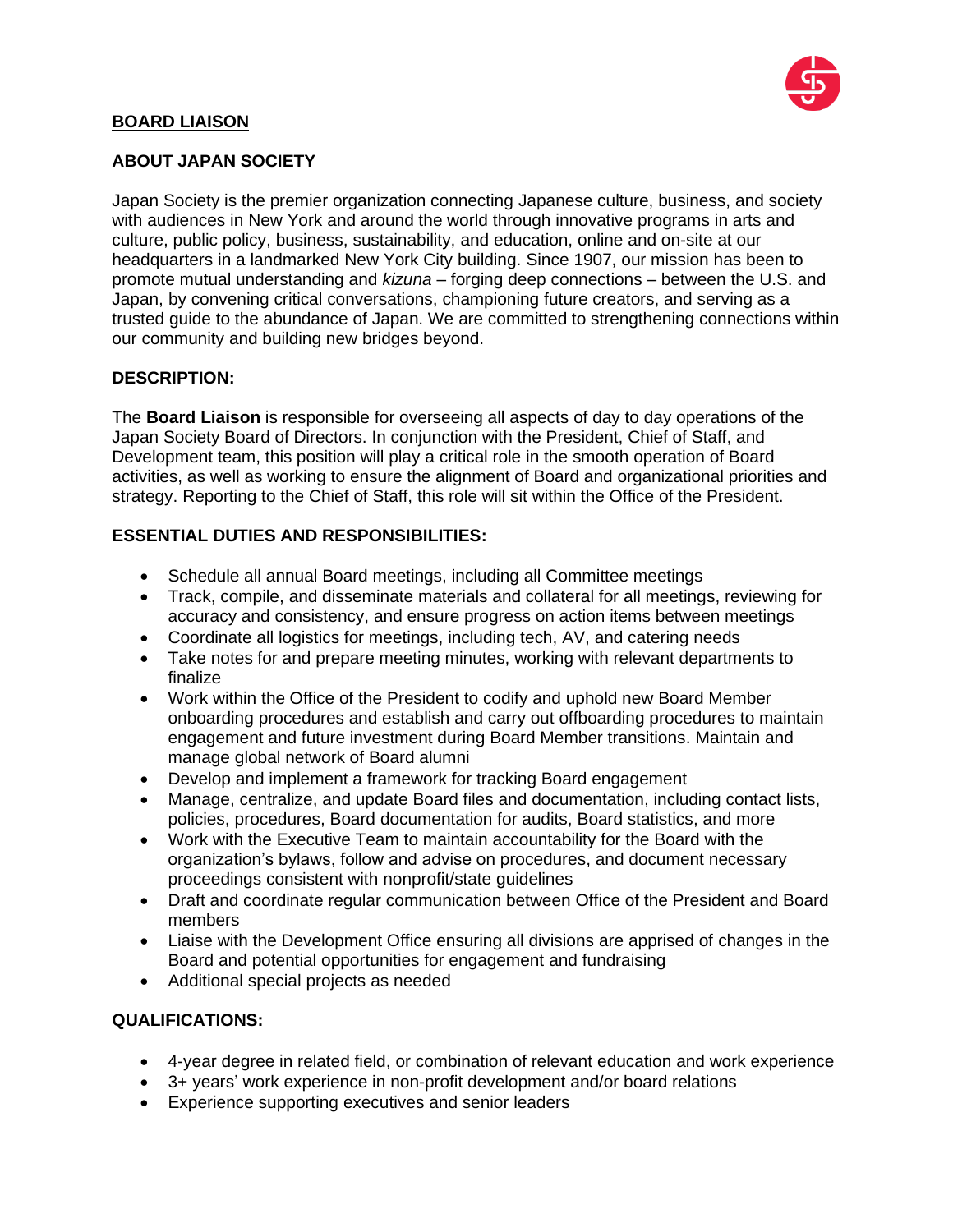**BOARD LIAISON**

**ABOUT JAPAN SOCIETY**

Japan Society is the premier organization connecting Japanese culture, business, and society with audiences in New York and around the world through innovative programs in arts and culture, public policy, business, sustainability, and education, online and on-site at our headquarters in a landmarked New York City building. Since 1907, our mission has been to promote mutual understanding and *kizuna* – forging deep connections – between the U.S. and Japan, by convening critical conversations, championing future creators, and serving as a trusted guide to the abundance of Japan. We are committed to strengthening connections within our community and building new bridges beyond.

**DESCRIPTION:**

The **Board Liaison** is responsible for overseeing all aspects of day to day operations of the Japan Society Board of Directors. In conjunction with the President, Chief of Staff, and Development team, this position will play a critical role in the smooth operation of Board activities, as well as working to ensure the alignment of Board and organizational priorities and strategy. Reporting to the Chief of Staff, this role will sit within the Office of the President.

**ESSENTIAL DUTIES AND RESPONSIBILITIES:**

- Schedule all annual Board meetings, including all Committee meetings
- Track, compile, and disseminate materials and collateral for all meetings, reviewing for accuracy and consistency, and ensure progress on action items between meetings
- Coordinate all logistics for meetings, including tech, AV, and catering needs
- Take notes for and prepare meeting minutes, working with relevant departments to finalize
- Work within the Office of the President to codify and uphold new Board Member onboarding procedures and establish and carry out offboarding procedures to maintain engagement and future investment during Board Member transitions. Maintain and manage global network of Board alumni
- Develop and implement a framework for tracking Board engagement
- Manage, centralize, and update Board files and documentation, including contact lists, policies, procedures, Board documentation for audits, Board statistics, and more
- Work with the Executive Team to maintain accountability for the Board with the organization's bylaws, follow and advise on procedures, and document necessary proceedings consistent with nonprofit/state guidelines
- Draft and coordinate regular communication between Office of the President and Board members
- Liaise with the Development Office ensuring all divisions are apprised of changes in the Board and potential opportunities for engagement and fundraising
- Additional special projects as needed

**QUALIFICATIONS:**

- 4-year degree in related field, or combination of relevant education and work experience
- 3+ years' work experience in non-profit development and/or board relations
- Experience supporting executives and senior leaders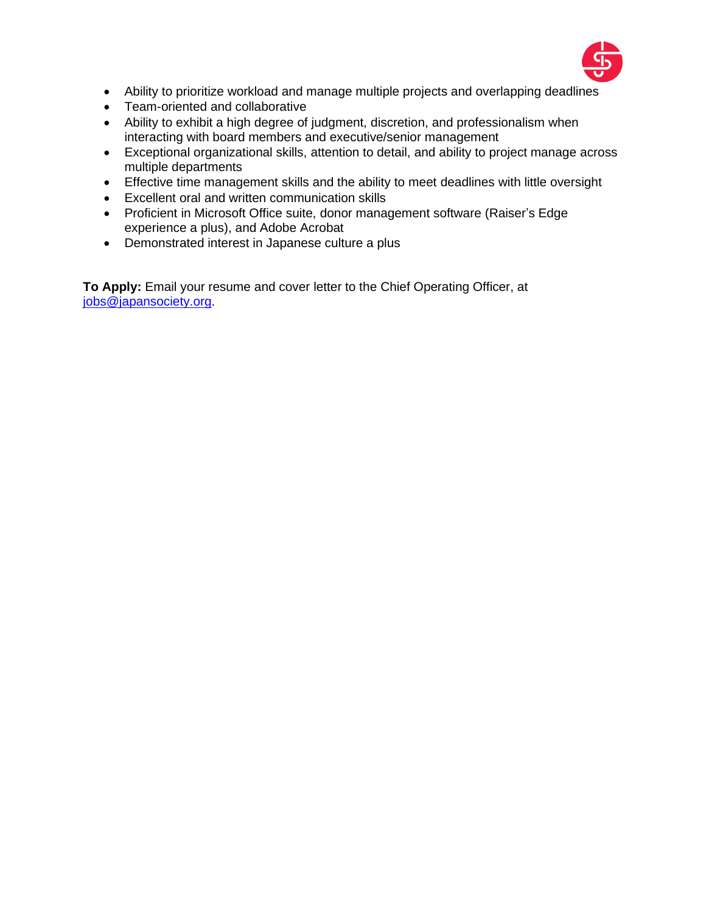- Ability to prioritize workload and manage multiple projects and overlapping deadlines
- Team-oriented and collaborative
- Ability to exhibit a high degree of judgment, discretion, and professionalism when interacting with board members and executive/senior management
- Exceptional organizational skills, attention to detail, and ability to project manage across multiple departments
- Effective time management skills and the ability to meet deadlines with little oversight
- Excellent oral and written communication skills
- Proficient in Microsoft Office suite, donor management software (Raiser's Edge experience a plus), and Adobe Acrobat
- Demonstrated interest in Japanese culture a plus

**To Apply:** Email your resume and cover letter to the Chief Operating Officer, at jobs@japansociety.org.